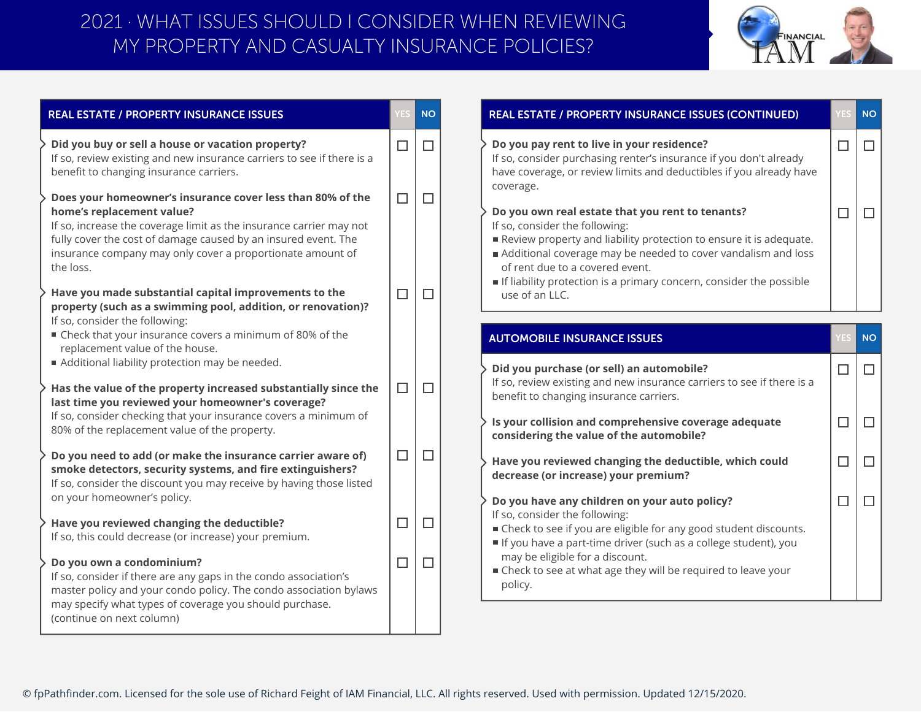# 2021 · WHAT ISSUES SHOULD I CONSIDER WHEN REVIEWING MY PROPERTY AND CASUALTY INSURANCE POLICIES?

| REAL ESTATE / PROPERTY INSURANCE ISSUES | YES | NO |
|---|---|---|
| **Did you buy or sell a house or vacation property?**<br>If so, review existing and new insurance carriers to see if there is a benefit to changing insurance carriers. | ☐ | ☐ |
| **Does your homeowner's insurance cover less than 80% of the home's replacement value?**<br>If so, increase the coverage limit as the insurance carrier may not fully cover the cost of damage caused by an insured event. The insurance company may only cover a proportionate amount of the loss. | ☐ | ☐ |
| **Have you made substantial capital improvements to the property (such as a swimming pool, addition, or renovation)?**<br>If so, consider the following:<br>▪ Check that your insurance covers a minimum of 80% of the replacement value of the house.<br>▪ Additional liability protection may be needed. | ☐ | ☐ |
| **Has the value of the property increased substantially since the last time you reviewed your homeowner's coverage?**<br>If so, consider checking that your insurance covers a minimum of 80% of the replacement value of the property. | ☐ | ☐ |
| **Do you need to add (or make the insurance carrier aware of) smoke detectors, security systems, and fire extinguishers?**<br>If so, consider the discount you may receive by having those listed on your homeowner's policy. | ☐ | ☐ |
| **Have you reviewed changing the deductible?**<br>If so, this could decrease (or increase) your premium. | ☐ | ☐ |
| **Do you own a condominium?**<br>If so, consider if there are any gaps in the condo association's master policy and your condo policy. The condo association bylaws may specify what types of coverage you should purchase. (continue on next column) | ☐ | ☐ |

| REAL ESTATE / PROPERTY INSURANCE ISSUES (CONTINUED) | YES | NO |
|---|---|---|
| **Do you pay rent to live in your residence?**<br>If so, consider purchasing renter's insurance if you don't already have coverage, or review limits and deductibles if you already have coverage. | ☐ | ☐ |
| **Do you own real estate that you rent to tenants?**<br>If so, consider the following:<br>▪ Review property and liability protection to ensure it is adequate.<br>▪ Additional coverage may be needed to cover vandalism and loss of rent due to a covered event.<br>▪ If liability protection is a primary concern, consider the possible use of an LLC. | ☐ | ☐ |

| AUTOMOBILE INSURANCE ISSUES | YES | NO |
|---|---|---|
| **Did you purchase (or sell) an automobile?**<br>If so, review existing and new insurance carriers to see if there is a benefit to changing insurance carriers. | ☐ | ☐ |
| **Is your collision and comprehensive coverage adequate considering the value of the automobile?** | ☐ | ☐ |
| **Have you reviewed changing the deductible, which could decrease (or increase) your premium?** | ☐ | ☐ |
| **Do you have any children on your auto policy?**<br>If so, consider the following:<br>▪ Check to see if you are eligible for any good student discounts.<br>▪ If you have a part-time driver (such as a college student), you may be eligible for a discount.<br>▪ Check to see at what age they will be required to leave your policy. | ☐ | ☐ |

© fpPathfinder.com. Licensed for the sole use of Richard Feight of IAM Financial, LLC. All rights reserved. Used with permission. Updated 12/15/2020.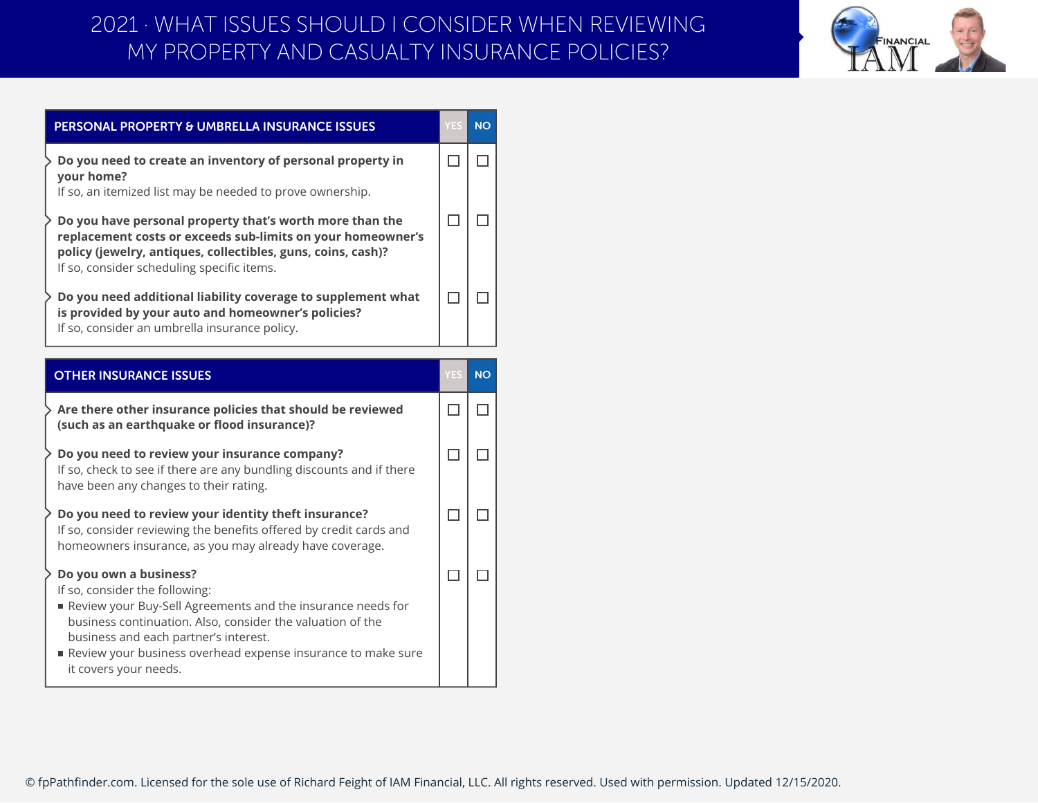# 2021 · WHAT ISSUES SHOULD I CONSIDER WHEN REVIEWING MY PROPERTY AND CASUALTY INSURANCE POLICIES?

| PERSONAL PROPERTY & UMBRELLA INSURANCE ISSUES | YES | NO |
|---|---|---|
| **Do you need to create an inventory of personal property in your home?** If so, an itemized list may be needed to prove ownership. | ☐ | ☐ |
| **Do you have personal property that's worth more than the replacement costs or exceeds sub-limits on your homeowner's policy (jewelry, antiques, collectibles, guns, coins, cash)?** If so, consider scheduling specific items. | ☐ | ☐ |
| **Do you need additional liability coverage to supplement what is provided by your auto and homeowner's policies?** If so, consider an umbrella insurance policy. | ☐ | ☐ |

| OTHER INSURANCE ISSUES | YES | NO |
|---|---|---|
| **Are there other insurance policies that should be reviewed (such as an earthquake or flood insurance)?** | ☐ | ☐ |
| **Do you need to review your insurance company?** If so, check to see if there are any bundling discounts and if there have been any changes to their rating. | ☐ | ☐ |
| **Do you need to review your identity theft insurance?** If so, consider reviewing the benefits offered by credit cards and homeowners insurance, as you may already have coverage. | ☐ | ☐ |
| **Do you own a business?** If so, consider the following: ▪ Review your Buy-Sell Agreements and the insurance needs for business continuation. Also, consider the valuation of the business and each partner's interest. ▪ Review your business overhead expense insurance to make sure it covers your needs. | ☐ | ☐ |

© fpPathfinder.com. Licensed for the sole use of Richard Feight of IAM Financial, LLC. All rights reserved. Used with permission. Updated 12/15/2020.